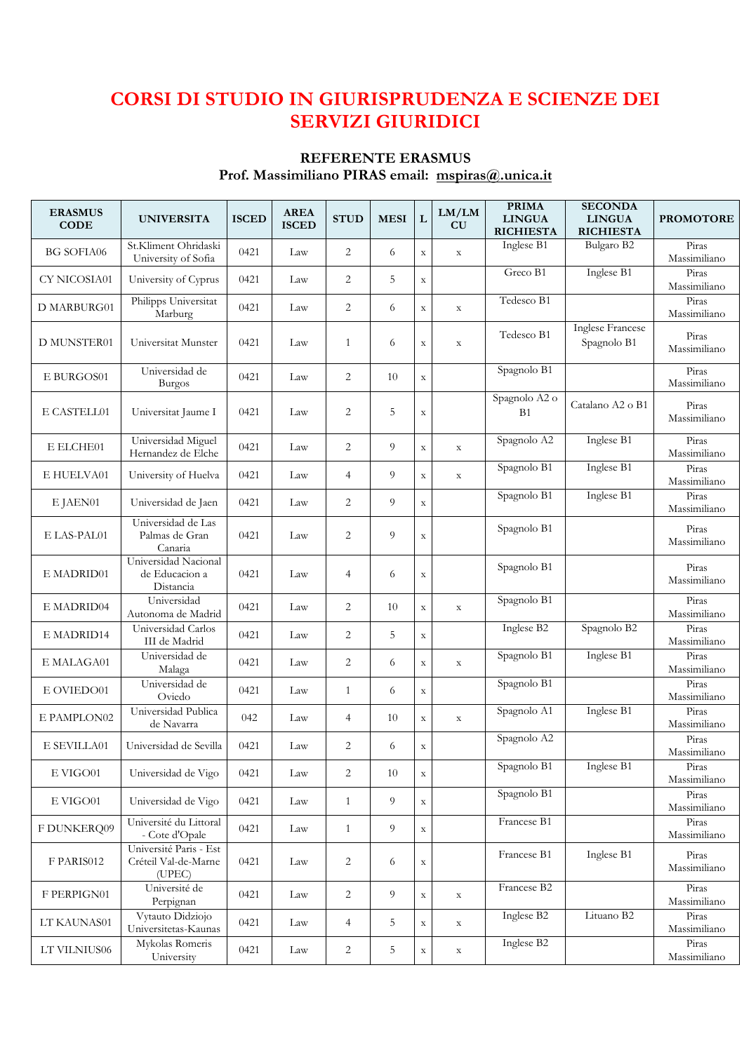# CORSI DI STUDIO IN GIURISPRUDENZA E SCIENZE DEI SERVIZI GIURIDICI

## REFERENTE ERASMUS

**Prof. Massimiliano PIRAS email: mspiras@.unica.it**

| ERASMUS CODE | UNIVERSITA | ISCED | AREA ISCED | STUD | MESI | L | LM/LM CU | PRIMA LINGUA RICHIESTA | SECONDA LINGUA RICHIESTA | PROMOTORE |
|---|---|---|---|---|---|---|---|---|---|---|
| BG SOFIA06 | St.Kliment Ohridaski University of Sofia | 0421 | Law | 2 | 6 | x | x | Inglese B1 | Bulgaro B2 | Piras Massimiliano |
| CY NICOSIA01 | University of Cyprus | 0421 | Law | 2 | 5 | x | | Greco B1 | Inglese B1 | Piras Massimiliano |
| D MARBURG01 | Philipps Universitat Marburg | 0421 | Law | 2 | 6 | x | x | Tedesco B1 | | Piras Massimiliano |
| D MUNSTER01 | Universitat Munster | 0421 | Law | 1 | 6 | x | x | Tedesco B1 | Inglese Francese Spagnolo B1 | Piras Massimiliano |
| E BURGOS01 | Universidad de Burgos | 0421 | Law | 2 | 10 | x | | Spagnolo B1 | | Piras Massimiliano |
| E CASTELL01 | Universitat Jaume I | 0421 | Law | 2 | 5 | x | | Spagnolo A2 o B1 | Catalano A2 o B1 | Piras Massimiliano |
| E ELCHE01 | Universidad Miguel Hernandez de Elche | 0421 | Law | 2 | 9 | x | x | Spagnolo A2 | Inglese B1 | Piras Massimiliano |
| E HUELVA01 | University of Huelva | 0421 | Law | 4 | 9 | x | x | Spagnolo B1 | Inglese B1 | Piras Massimiliano |
| E JAEN01 | Universidad de Jaen | 0421 | Law | 2 | 9 | x | | Spagnolo B1 | Inglese B1 | Piras Massimiliano |
| E LAS-PAL01 | Universidad de Las Palmas de Gran Canaria | 0421 | Law | 2 | 9 | x | | Spagnolo B1 | | Piras Massimiliano |
| E MADRID01 | Universidad Nacional de Educacion a Distancia | 0421 | Law | 4 | 6 | x | | Spagnolo B1 | | Piras Massimiliano |
| E MADRID04 | Universidad Autonoma de Madrid | 0421 | Law | 2 | 10 | x | x | Spagnolo B1 | | Piras Massimiliano |
| E MADRID14 | Universidad Carlos III de Madrid | 0421 | Law | 2 | 5 | x | | Inglese B2 | Spagnolo B2 | Piras Massimiliano |
| E MALAGA01 | Universidad de Malaga | 0421 | Law | 2 | 6 | x | x | Spagnolo B1 | Inglese B1 | Piras Massimiliano |
| E OVIEDO01 | Universidad de Oviedo | 0421 | Law | 1 | 6 | x | | Spagnolo B1 | | Piras Massimiliano |
| E PAMPLON02 | Universidad Publica de Navarra | 042 | Law | 4 | 10 | x | x | Spagnolo A1 | Inglese B1 | Piras Massimiliano |
| E SEVILLA01 | Universidad de Sevilla | 0421 | Law | 2 | 6 | x | | Spagnolo A2 | | Piras Massimiliano |
| E VIGO01 | Universidad de Vigo | 0421 | Law | 2 | 10 | x | | Spagnolo B1 | Inglese B1 | Piras Massimiliano |
| E VIGO01 | Universidad de Vigo | 0421 | Law | 1 | 9 | x | | Spagnolo B1 | | Piras Massimiliano |
| F DUNKERQ09 | Université du Littoral - Cote d'Opale | 0421 | Law | 1 | 9 | x | | Francese B1 | | Piras Massimiliano |
| F PARIS012 | Université Paris - Est Créteil Val-de-Marne (UPEC) | 0421 | Law | 2 | 6 | x | | Francese B1 | Inglese B1 | Piras Massimiliano |
| F PERPIGN01 | Université de Perpignan | 0421 | Law | 2 | 9 | x | x | Francese B2 | | Piras Massimiliano |
| LT KAUNAS01 | Vytauto Didziojo Universitetas-Kaunas | 0421 | Law | 4 | 5 | x | x | Inglese B2 | Lituano B2 | Piras Massimiliano |
| LT VILNIUS06 | Mykolas Romeris University | 0421 | Law | 2 | 5 | x | x | Inglese B2 | | Piras Massimiliano |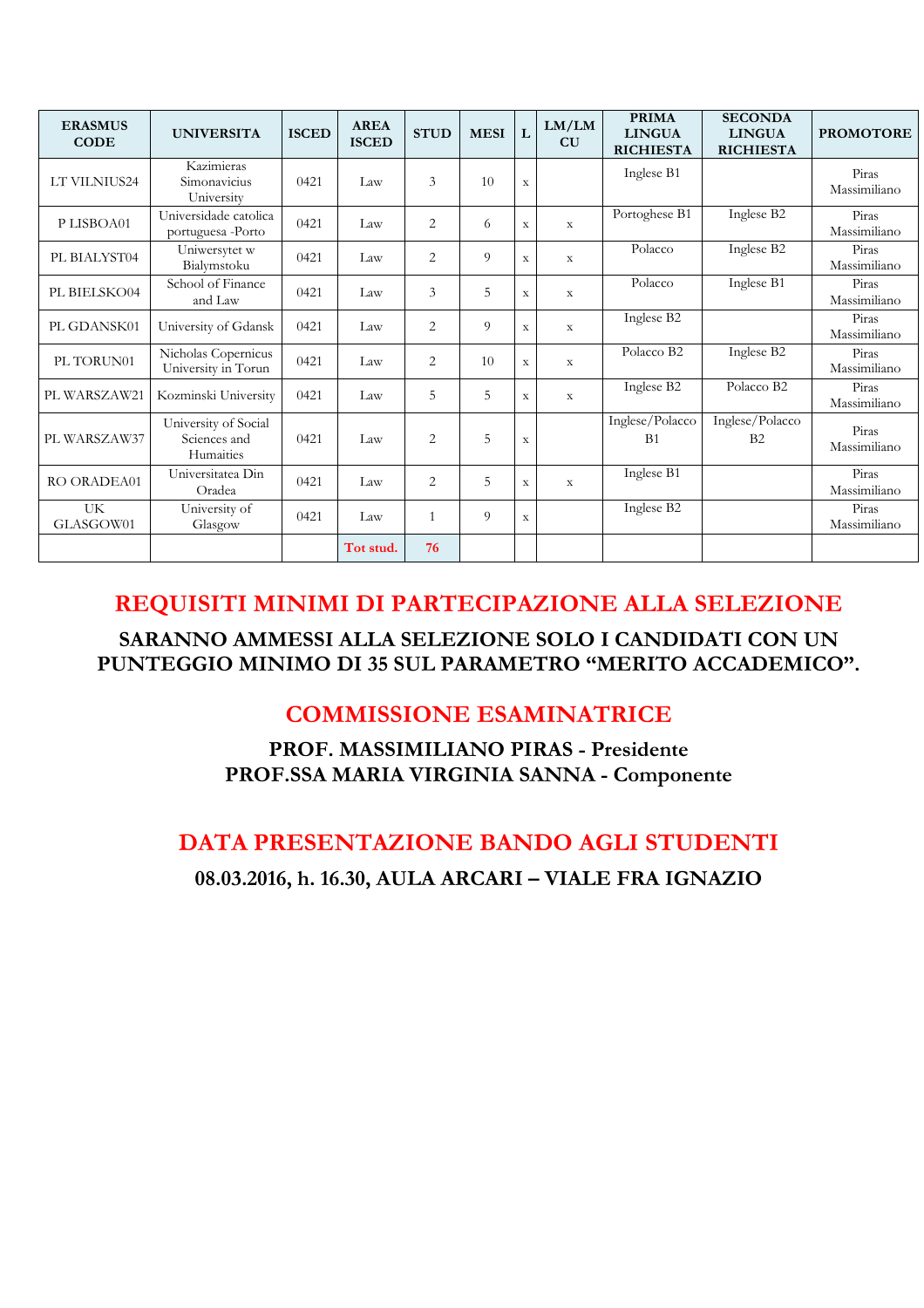| ERASMUS CODE | UNIVERSITA | ISCED | AREA ISCED | STUD | MESI | L | LM/LM CU | PRIMA LINGUA RICHIESTA | SECONDA LINGUA RICHIESTA | PROMOTORE |
|---|---|---|---|---|---|---|---|---|---|---|
| LT VILNIUS24 | Kazimieras Simonavicius University | 0421 | Law | 3 | 10 | x | | Inglese B1 | | Piras Massimiliano |
| P LISBOA01 | Universidade catolica portuguesa -Porto | 0421 | Law | 2 | 6 | x | x | Portoghese B1 | Inglese B2 | Piras Massimiliano |
| PL BIALYST04 | Uniwersytet w Bialymstoku | 0421 | Law | 2 | 9 | x | x | Polacco | Inglese B2 | Piras Massimiliano |
| PL BIELSKO04 | School of Finance and Law | 0421 | Law | 3 | 5 | x | x | Polacco | Inglese B1 | Piras Massimiliano |
| PL GDANSK01 | University of Gdansk | 0421 | Law | 2 | 9 | x | x | Inglese B2 | | Piras Massimiliano |
| PL TORUN01 | Nicholas Copernicus University in Torun | 0421 | Law | 2 | 10 | x | x | Polacco B2 | Inglese B2 | Piras Massimiliano |
| PL WARSZAW21 | Kozminski University | 0421 | Law | 5 | 5 | x | x | Inglese B2 | Polacco B2 | Piras Massimiliano |
| PL WARSZAW37 | University of Social Sciences and Humaities | 0421 | Law | 2 | 5 | x | | Inglese/Polacco B1 | Inglese/Polacco B2 | Piras Massimiliano |
| RO ORADEA01 | Universitatea Din Oradea | 0421 | Law | 2 | 5 | x | x | Inglese B1 | | Piras Massimiliano |
| UK GLASGOW01 | University of Glasgow | 0421 | Law | 1 | 9 | x | | Inglese B2 | | Piras Massimiliano |
| | | | Tot stud. | 76 | | | | | | |

## REQUISITI MINIMI DI PARTECIPAZIONE ALLA SELEZIONE

**SARANNO AMMESSI ALLA SELEZIONE SOLO I CANDIDATI CON UN PUNTEGGIO MINIMO DI 35 SUL PARAMETRO "MERITO ACCADEMICO".**

## COMMISSIONE ESAMINATRICE

**PROF. MASSIMILIANO PIRAS - Presidente**
**PROF.SSA MARIA VIRGINIA SANNA - Componente**

## DATA PRESENTAZIONE BANDO AGLI STUDENTI

**08.03.2016, h. 16.30, AULA ARCARI – VIALE FRA IGNAZIO**